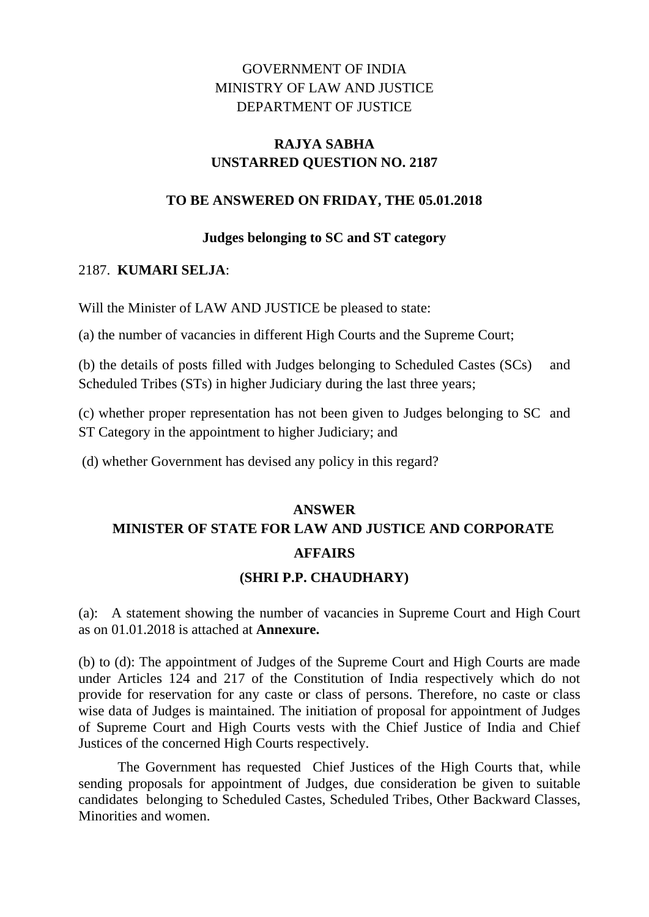GOVERNMENT OF INDIA
MINISTRY OF LAW AND JUSTICE
DEPARTMENT OF JUSTICE

**RAJYA SABHA**
**UNSTARRED QUESTION NO. 2187**

**TO BE ANSWERED ON FRIDAY, THE 05.01.2018**

**Judges belonging to SC and ST category**

2187. **KUMARI SELJA**:

Will the Minister of LAW AND JUSTICE be pleased to state:

(a) the number of vacancies in different High Courts and the Supreme Court;

(b) the details of posts filled with Judges belonging to Scheduled Castes (SCs) and Scheduled Tribes (STs) in higher Judiciary during the last three years;

(c) whether proper representation has not been given to Judges belonging to SC and ST Category in the appointment to higher Judiciary; and

(d) whether Government has devised any policy in this regard?

**ANSWER**
**MINISTER OF STATE FOR LAW AND JUSTICE AND CORPORATE AFFAIRS**
**(SHRI P.P. CHAUDHARY)**

(a): A statement showing the number of vacancies in Supreme Court and High Court as on 01.01.2018 is attached at **Annexure.**

(b) to (d): The appointment of Judges of the Supreme Court and High Courts are made under Articles 124 and 217 of the Constitution of India respectively which do not provide for reservation for any caste or class of persons. Therefore, no caste or class wise data of Judges is maintained. The initiation of proposal for appointment of Judges of Supreme Court and High Courts vests with the Chief Justice of India and Chief Justices of the concerned High Courts respectively.

The Government has requested Chief Justices of the High Courts that, while sending proposals for appointment of Judges, due consideration be given to suitable candidates belonging to Scheduled Castes, Scheduled Tribes, Other Backward Classes, Minorities and women.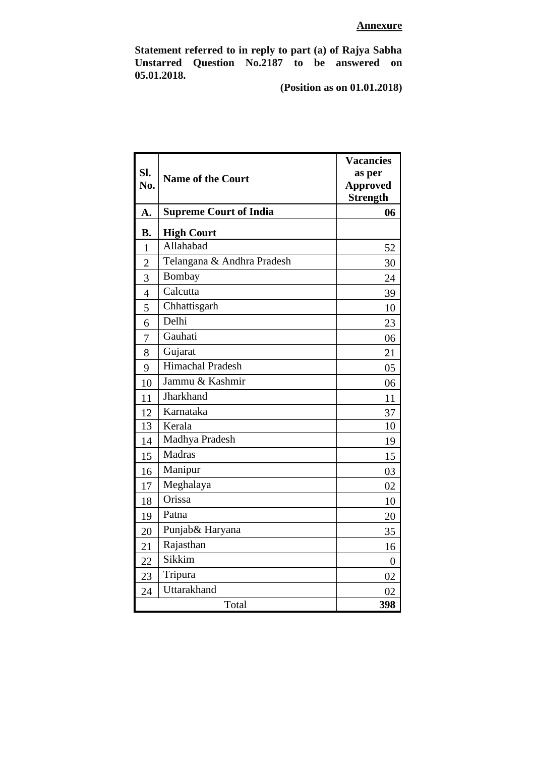**Annexure**

**Statement referred to in reply to part (a) of Rajya Sabha Unstarred Question No.2187 to be answered on 05.01.2018.**

**(Position as on 01.01.2018)**

| Sl. No. | Name of the Court | Vacancies as per Approved Strength |
|---|---|---|
| **A.** | **Supreme Court of India** | **06** |
| **B.** | **High Court** | |
| 1 | Allahabad | 52 |
| 2 | Telangana & Andhra Pradesh | 30 |
| 3 | Bombay | 24 |
| 4 | Calcutta | 39 |
| 5 | Chhattisgarh | 10 |
| 6 | Delhi | 23 |
| 7 | Gauhati | 06 |
| 8 | Gujarat | 21 |
| 9 | Himachal Pradesh | 05 |
| 10 | Jammu & Kashmir | 06 |
| 11 | Jharkhand | 11 |
| 12 | Karnataka | 37 |
| 13 | Kerala | 10 |
| 14 | Madhya Pradesh | 19 |
| 15 | Madras | 15 |
| 16 | Manipur | 03 |
| 17 | Meghalaya | 02 |
| 18 | Orissa | 10 |
| 19 | Patna | 20 |
| 20 | Punjab& Haryana | 35 |
| 21 | Rajasthan | 16 |
| 22 | Sikkim | 0 |
| 23 | Tripura | 02 |
| 24 | Uttarakhand | 02 |
| Total | | **398** |